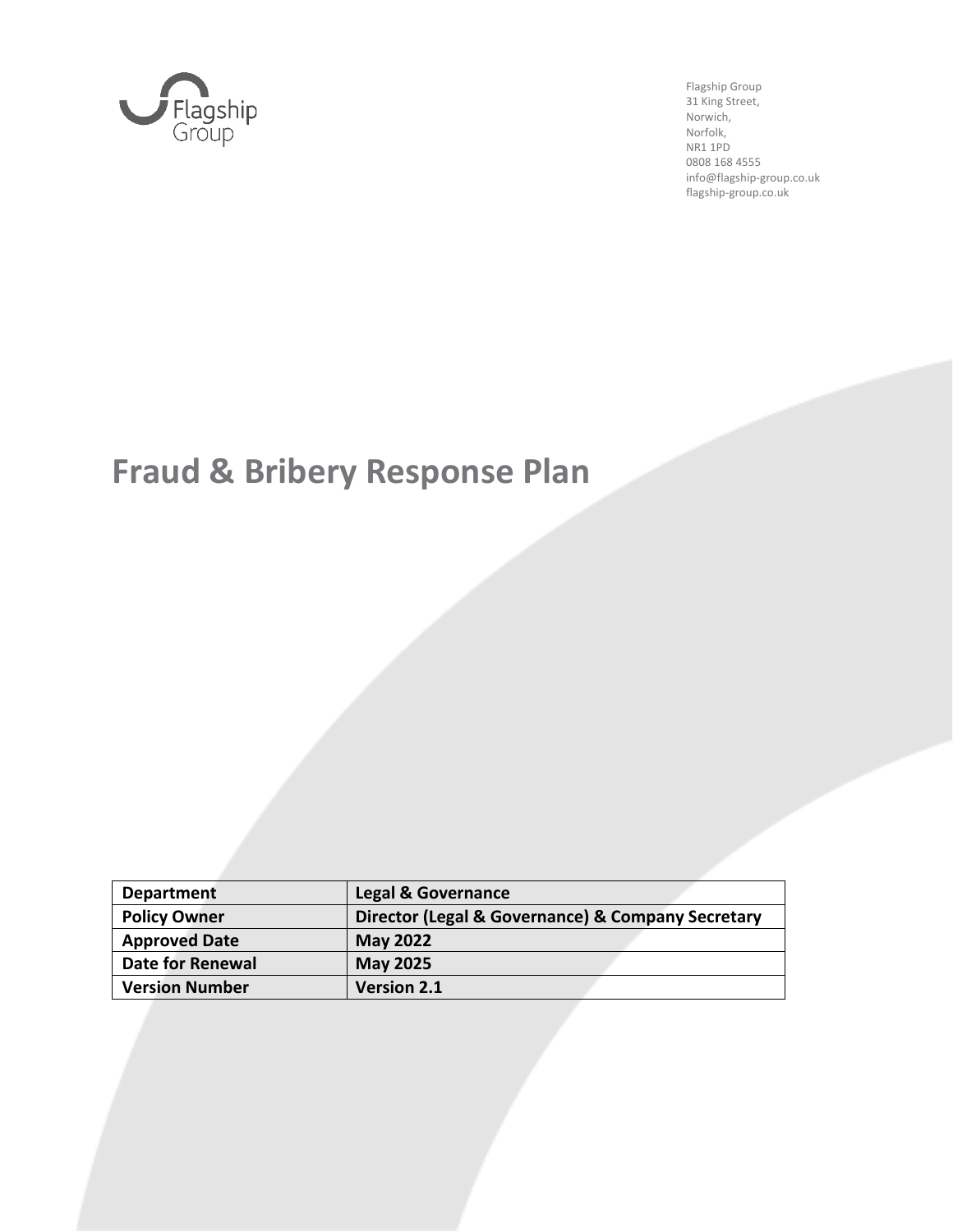Flagship Group
31 King Street,
Norwich,
Norfolk,
NR1 1PD
0808 168 4555
info@flagship-group.co.uk
flagship-group.co.uk

# Fraud & Bribery Response Plan

| | |
|---|---|
| **Department** | **Legal & Governance** |
| **Policy Owner** | **Director (Legal & Governance) & Company Secretary** |
| **Approved Date** | **May 2022** |
| **Date for Renewal** | **May 2025** |
| **Version Number** | **Version 2.1** |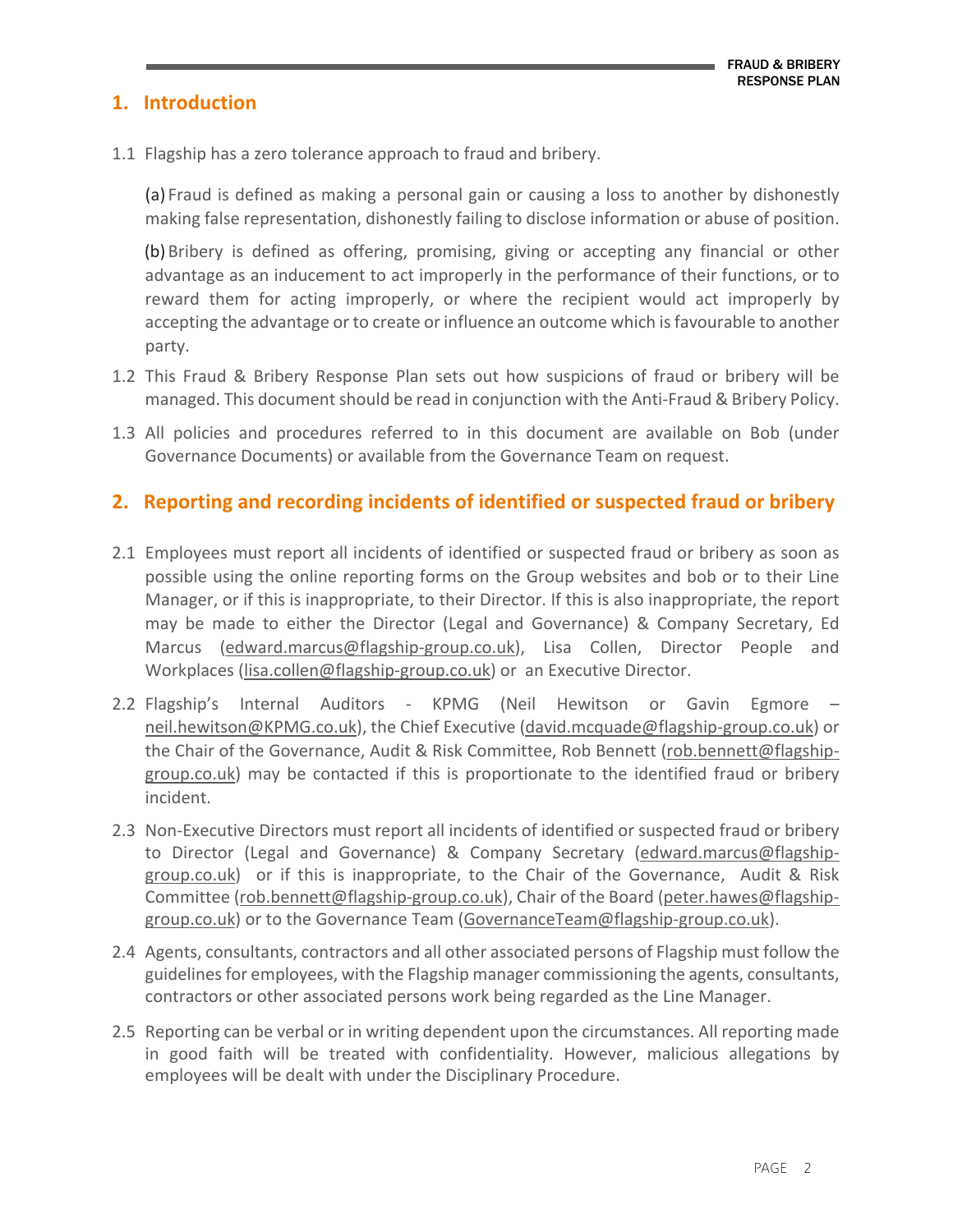## 1. Introduction

1.1 Flagship has a zero tolerance approach to fraud and bribery.

(a) Fraud is defined as making a personal gain or causing a loss to another by dishonestly making false representation, dishonestly failing to disclose information or abuse of position.

(b) Bribery is defined as offering, promising, giving or accepting any financial or other advantage as an inducement to act improperly in the performance of their functions, or to reward them for acting improperly, or where the recipient would act improperly by accepting the advantage or to create or influence an outcome which is favourable to another party.

1.2 This Fraud & Bribery Response Plan sets out how suspicions of fraud or bribery will be managed. This document should be read in conjunction with the Anti-Fraud & Bribery Policy.

1.3 All policies and procedures referred to in this document are available on Bob (under Governance Documents) or available from the Governance Team on request.

## 2. Reporting and recording incidents of identified or suspected fraud or bribery

2.1 Employees must report all incidents of identified or suspected fraud or bribery as soon as possible using the online reporting forms on the Group websites and bob or to their Line Manager, or if this is inappropriate, to their Director. If this is also inappropriate, the report may be made to either the Director (Legal and Governance) & Company Secretary, Ed Marcus (edward.marcus@flagship-group.co.uk), Lisa Collen, Director People and Workplaces (lisa.collen@flagship-group.co.uk) or an Executive Director.

2.2 Flagship's Internal Auditors - KPMG (Neil Hewitson or Gavin Egmore – neil.hewitson@KPMG.co.uk), the Chief Executive (david.mcquade@flagship-group.co.uk) or the Chair of the Governance, Audit & Risk Committee, Rob Bennett (rob.bennett@flagship-group.co.uk) may be contacted if this is proportionate to the identified fraud or bribery incident.

2.3 Non-Executive Directors must report all incidents of identified or suspected fraud or bribery to Director (Legal and Governance) & Company Secretary (edward.marcus@flagship-group.co.uk) or if this is inappropriate, to the Chair of the Governance, Audit & Risk Committee (rob.bennett@flagship-group.co.uk), Chair of the Board (peter.hawes@flagship-group.co.uk) or to the Governance Team (GovernanceTeam@flagship-group.co.uk).

2.4 Agents, consultants, contractors and all other associated persons of Flagship must follow the guidelines for employees, with the Flagship manager commissioning the agents, consultants, contractors or other associated persons work being regarded as the Line Manager.

2.5 Reporting can be verbal or in writing dependent upon the circumstances. All reporting made in good faith will be treated with confidentiality. However, malicious allegations by employees will be dealt with under the Disciplinary Procedure.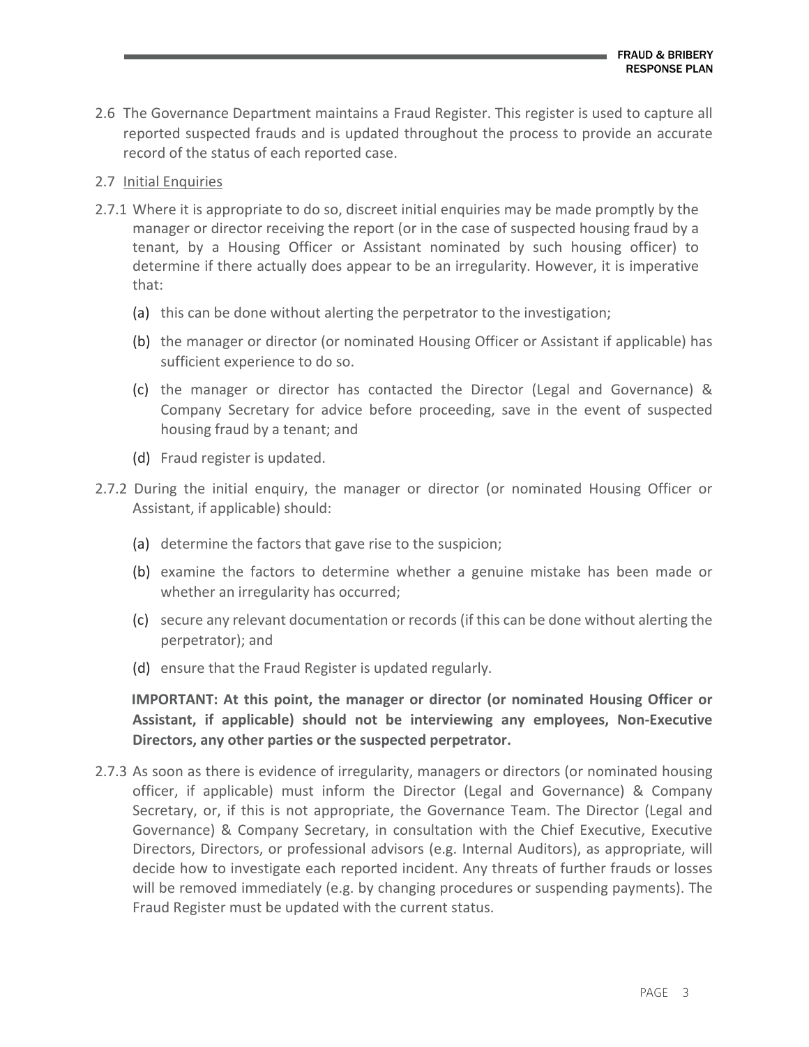2.6 The Governance Department maintains a Fraud Register. This register is used to capture all reported suspected frauds and is updated throughout the process to provide an accurate record of the status of each reported case.

2.7 Initial Enquiries

2.7.1 Where it is appropriate to do so, discreet initial enquiries may be made promptly by the manager or director receiving the report (or in the case of suspected housing fraud by a tenant, by a Housing Officer or Assistant nominated by such housing officer) to determine if there actually does appear to be an irregularity. However, it is imperative that:

(a) this can be done without alerting the perpetrator to the investigation;

(b) the manager or director (or nominated Housing Officer or Assistant if applicable) has sufficient experience to do so.

(c) the manager or director has contacted the Director (Legal and Governance) & Company Secretary for advice before proceeding, save in the event of suspected housing fraud by a tenant; and

(d) Fraud register is updated.

2.7.2 During the initial enquiry, the manager or director (or nominated Housing Officer or Assistant, if applicable) should:

(a) determine the factors that gave rise to the suspicion;

(b) examine the factors to determine whether a genuine mistake has been made or whether an irregularity has occurred;

(c) secure any relevant documentation or records (if this can be done without alerting the perpetrator); and

(d) ensure that the Fraud Register is updated regularly.

**IMPORTANT: At this point, the manager or director (or nominated Housing Officer or Assistant, if applicable) should not be interviewing any employees, Non-Executive Directors, any other parties or the suspected perpetrator.**

2.7.3 As soon as there is evidence of irregularity, managers or directors (or nominated housing officer, if applicable) must inform the Director (Legal and Governance) & Company Secretary, or, if this is not appropriate, the Governance Team. The Director (Legal and Governance) & Company Secretary, in consultation with the Chief Executive, Executive Directors, Directors, or professional advisors (e.g. Internal Auditors), as appropriate, will decide how to investigate each reported incident. Any threats of further frauds or losses will be removed immediately (e.g. by changing procedures or suspending payments). The Fraud Register must be updated with the current status.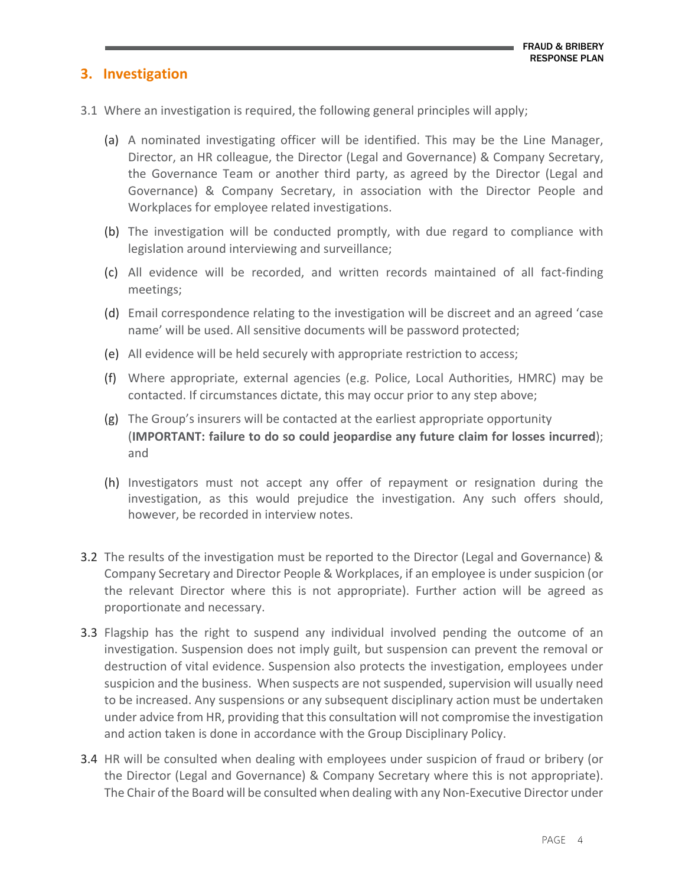## 3. Investigation

3.1 Where an investigation is required, the following general principles will apply;

(a) A nominated investigating officer will be identified. This may be the Line Manager, Director, an HR colleague, the Director (Legal and Governance) & Company Secretary, the Governance Team or another third party, as agreed by the Director (Legal and Governance) & Company Secretary, in association with the Director People and Workplaces for employee related investigations.

(b) The investigation will be conducted promptly, with due regard to compliance with legislation around interviewing and surveillance;

(c) All evidence will be recorded, and written records maintained of all fact-finding meetings;

(d) Email correspondence relating to the investigation will be discreet and an agreed 'case name' will be used. All sensitive documents will be password protected;

(e) All evidence will be held securely with appropriate restriction to access;

(f) Where appropriate, external agencies (e.g. Police, Local Authorities, HMRC) may be contacted. If circumstances dictate, this may occur prior to any step above;

(g) The Group's insurers will be contacted at the earliest appropriate opportunity (**IMPORTANT: failure to do so could jeopardise any future claim for losses incurred**); and

(h) Investigators must not accept any offer of repayment or resignation during the investigation, as this would prejudice the investigation. Any such offers should, however, be recorded in interview notes.

3.2 The results of the investigation must be reported to the Director (Legal and Governance) & Company Secretary and Director People & Workplaces, if an employee is under suspicion (or the relevant Director where this is not appropriate). Further action will be agreed as proportionate and necessary.

3.3 Flagship has the right to suspend any individual involved pending the outcome of an investigation. Suspension does not imply guilt, but suspension can prevent the removal or destruction of vital evidence. Suspension also protects the investigation, employees under suspicion and the business. When suspects are not suspended, supervision will usually need to be increased. Any suspensions or any subsequent disciplinary action must be undertaken under advice from HR, providing that this consultation will not compromise the investigation and action taken is done in accordance with the Group Disciplinary Policy.

3.4 HR will be consulted when dealing with employees under suspicion of fraud or bribery (or the Director (Legal and Governance) & Company Secretary where this is not appropriate). The Chair of the Board will be consulted when dealing with any Non-Executive Director under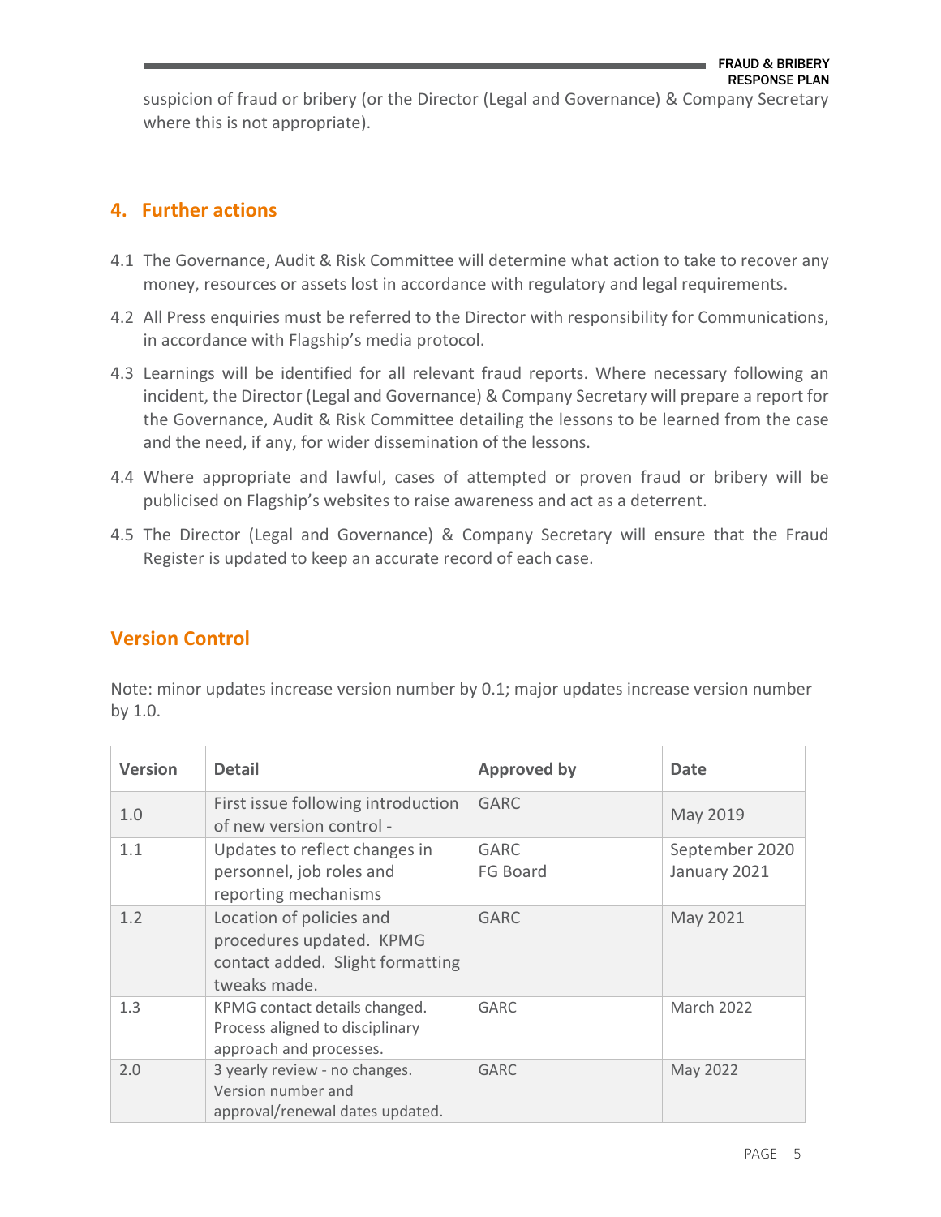suspicion of fraud or bribery (or the Director (Legal and Governance) & Company Secretary where this is not appropriate).

## 4. Further actions

4.1 The Governance, Audit & Risk Committee will determine what action to take to recover any money, resources or assets lost in accordance with regulatory and legal requirements.

4.2 All Press enquiries must be referred to the Director with responsibility for Communications, in accordance with Flagship's media protocol.

4.3 Learnings will be identified for all relevant fraud reports. Where necessary following an incident, the Director (Legal and Governance) & Company Secretary will prepare a report for the Governance, Audit & Risk Committee detailing the lessons to be learned from the case and the need, if any, for wider dissemination of the lessons.

4.4 Where appropriate and lawful, cases of attempted or proven fraud or bribery will be publicised on Flagship's websites to raise awareness and act as a deterrent.

4.5 The Director (Legal and Governance) & Company Secretary will ensure that the Fraud Register is updated to keep an accurate record of each case.

## Version Control

Note: minor updates increase version number by 0.1; major updates increase version number by 1.0.

| Version | Detail | Approved by | Date |
|---|---|---|---|
| 1.0 | First issue following introduction of new version control - | GARC | May 2019 |
| 1.1 | Updates to reflect changes in personnel, job roles and reporting mechanisms | GARC<br>FG Board | September 2020<br>January 2021 |
| 1.2 | Location of policies and procedures updated. KPMG contact added. Slight formatting tweaks made. | GARC | May 2021 |
| 1.3 | KPMG contact details changed. Process aligned to disciplinary approach and processes. | GARC | March 2022 |
| 2.0 | 3 yearly review - no changes. Version number and approval/renewal dates updated. | GARC | May 2022 |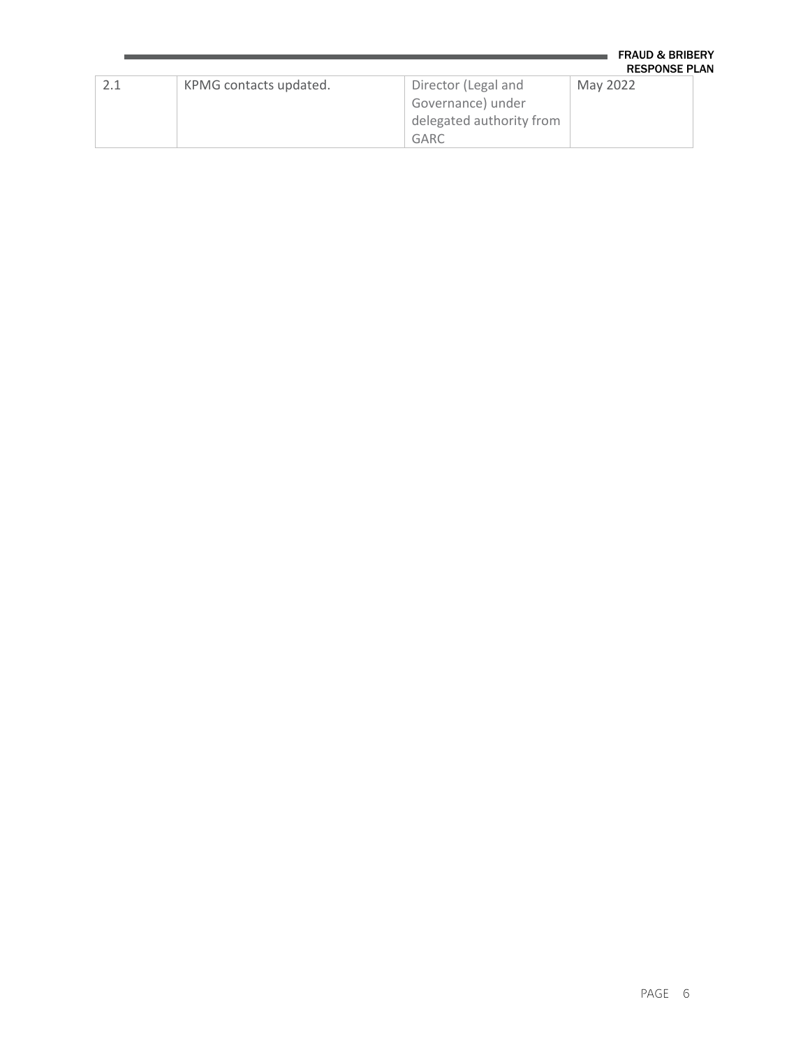| | | | |
|---|---|---|---|
| 2.1 | KPMG contacts updated. | Director (Legal and Governance) under delegated authority from GARC | May 2022 |